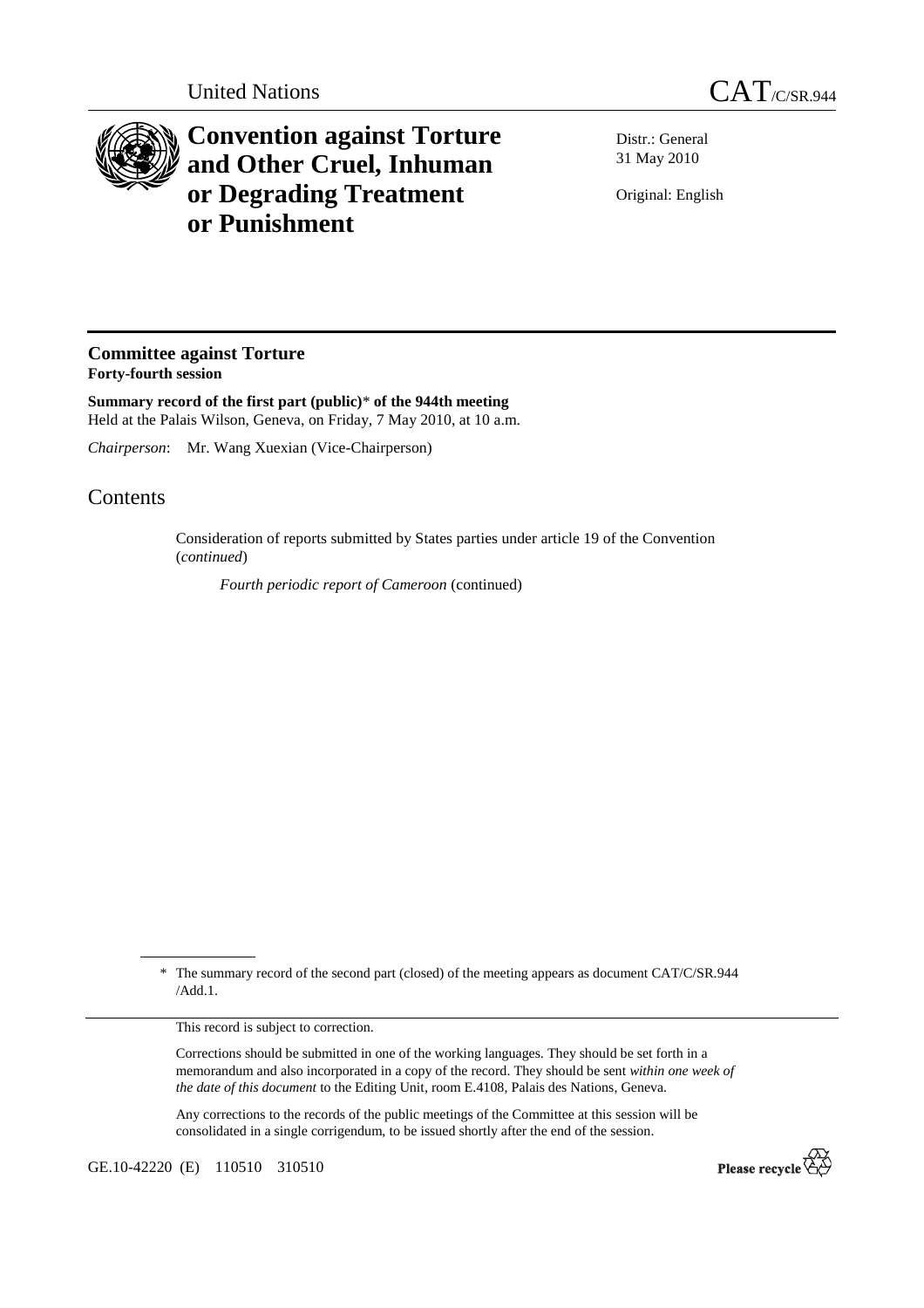United Nations

# CAT/C/SR.944

# Convention against Torture and Other Cruel, Inhuman or Degrading Treatment or Punishment

Distr.: General
31 May 2010

Original: English

---

## Committee against Torture
**Forty-fourth session**

**Summary record of the first part (public)\* of the 944th meeting**
Held at the Palais Wilson, Geneva, on Friday, 7 May 2010, at 10 a.m.

*Chairperson*: Mr. Wang Xuexian (Vice-Chairperson)

## Contents

Consideration of reports submitted by States parties under article 19 of the Convention (*continued*)

*Fourth periodic report of Cameroon* (continued)

---

\* The summary record of the second part (closed) of the meeting appears as document CAT/C/SR.944/Add.1.

This record is subject to correction.

Corrections should be submitted in one of the working languages. They should be set forth in a memorandum and also incorporated in a copy of the record. They should be sent *within one week of the date of this document* to the Editing Unit, room E.4108, Palais des Nations, Geneva.

Any corrections to the records of the public meetings of the Committee at this session will be consolidated in a single corrigendum, to be issued shortly after the end of the session.

GE.10-42220 (E) 110510 310510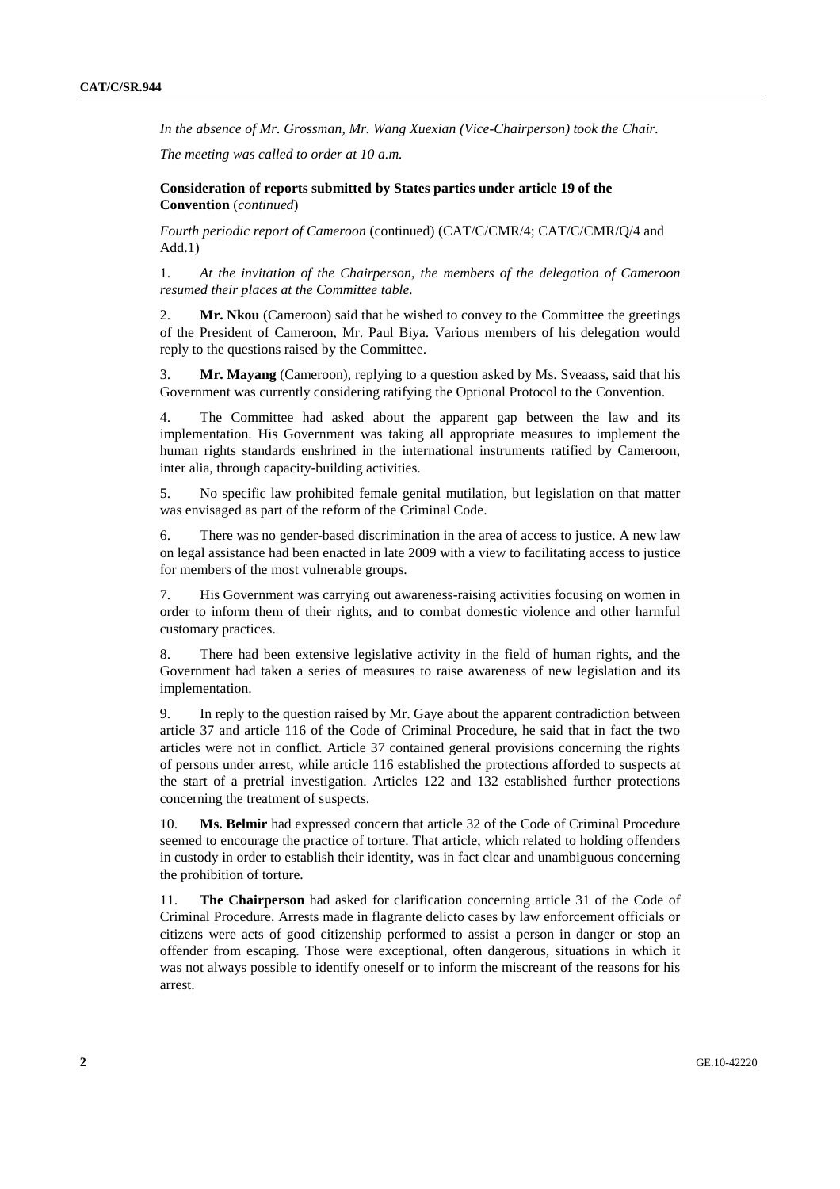*In the absence of Mr. Grossman, Mr. Wang Xuexian (Vice-Chairperson) took the Chair.*

*The meeting was called to order at 10 a.m.*

**Consideration of reports submitted by States parties under article 19 of the Convention** (*continued*)

*Fourth periodic report of Cameroon* (continued) (CAT/C/CMR/4; CAT/C/CMR/Q/4 and Add.1)

1. *At the invitation of the Chairperson, the members of the delegation of Cameroon resumed their places at the Committee table.*

2. **Mr. Nkou** (Cameroon) said that he wished to convey to the Committee the greetings of the President of Cameroon, Mr. Paul Biya. Various members of his delegation would reply to the questions raised by the Committee.

3. **Mr. Mayang** (Cameroon), replying to a question asked by Ms. Sveaass, said that his Government was currently considering ratifying the Optional Protocol to the Convention.

4. The Committee had asked about the apparent gap between the law and its implementation. His Government was taking all appropriate measures to implement the human rights standards enshrined in the international instruments ratified by Cameroon, inter alia, through capacity-building activities.

5. No specific law prohibited female genital mutilation, but legislation on that matter was envisaged as part of the reform of the Criminal Code.

6. There was no gender-based discrimination in the area of access to justice. A new law on legal assistance had been enacted in late 2009 with a view to facilitating access to justice for members of the most vulnerable groups.

7. His Government was carrying out awareness-raising activities focusing on women in order to inform them of their rights, and to combat domestic violence and other harmful customary practices.

8. There had been extensive legislative activity in the field of human rights, and the Government had taken a series of measures to raise awareness of new legislation and its implementation.

9. In reply to the question raised by Mr. Gaye about the apparent contradiction between article 37 and article 116 of the Code of Criminal Procedure, he said that in fact the two articles were not in conflict. Article 37 contained general provisions concerning the rights of persons under arrest, while article 116 established the protections afforded to suspects at the start of a pretrial investigation. Articles 122 and 132 established further protections concerning the treatment of suspects.

10. **Ms. Belmir** had expressed concern that article 32 of the Code of Criminal Procedure seemed to encourage the practice of torture. That article, which related to holding offenders in custody in order to establish their identity, was in fact clear and unambiguous concerning the prohibition of torture.

11. **The Chairperson** had asked for clarification concerning article 31 of the Code of Criminal Procedure. Arrests made in flagrante delicto cases by law enforcement officials or citizens were acts of good citizenship performed to assist a person in danger or stop an offender from escaping. Those were exceptional, often dangerous, situations in which it was not always possible to identify oneself or to inform the miscreant of the reasons for his arrest.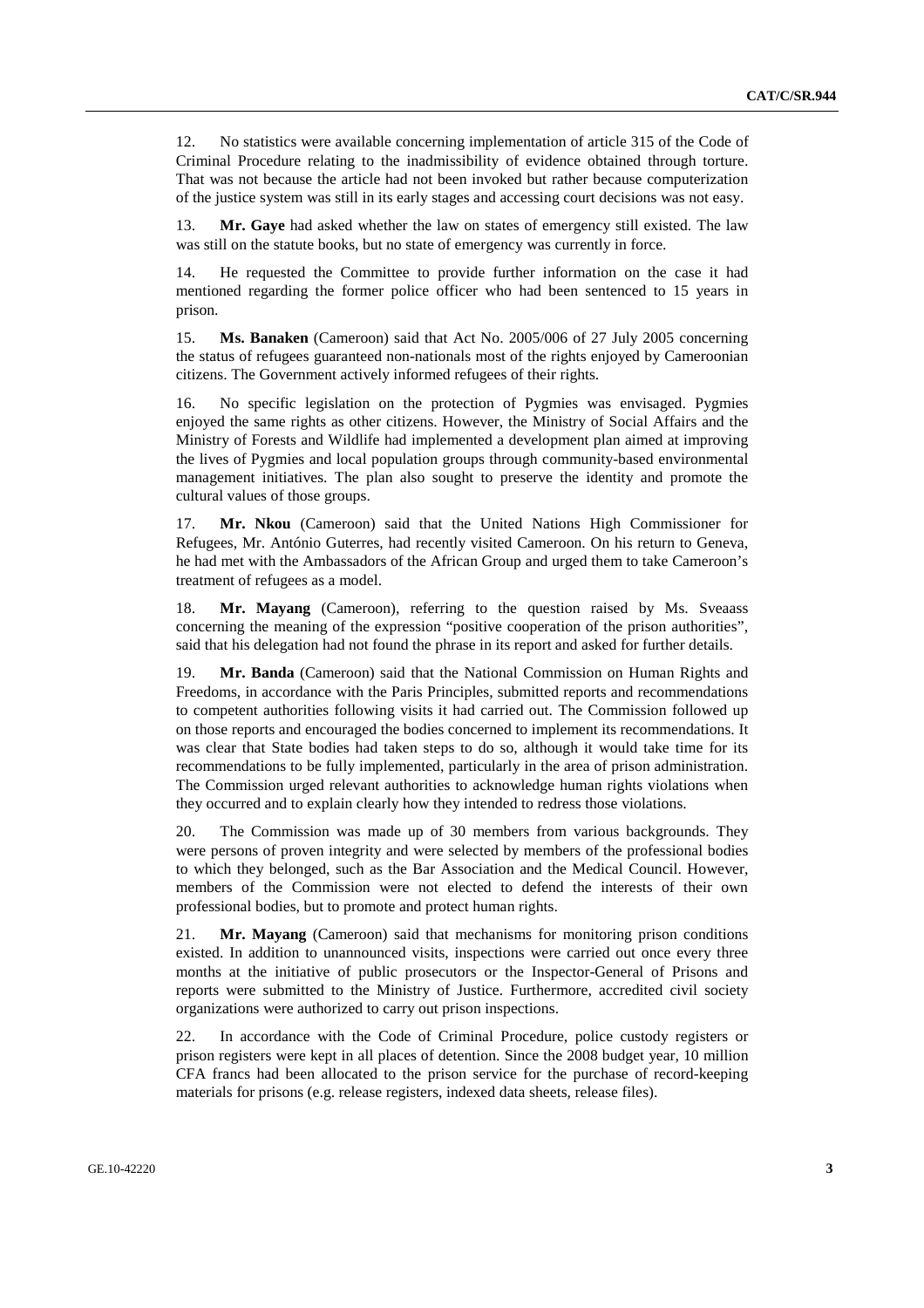12. No statistics were available concerning implementation of article 315 of the Code of Criminal Procedure relating to the inadmissibility of evidence obtained through torture. That was not because the article had not been invoked but rather because computerization of the justice system was still in its early stages and accessing court decisions was not easy.

13. **Mr. Gaye** had asked whether the law on states of emergency still existed. The law was still on the statute books, but no state of emergency was currently in force.

14. He requested the Committee to provide further information on the case it had mentioned regarding the former police officer who had been sentenced to 15 years in prison.

15. **Ms. Banaken** (Cameroon) said that Act No. 2005/006 of 27 July 2005 concerning the status of refugees guaranteed non-nationals most of the rights enjoyed by Cameroonian citizens. The Government actively informed refugees of their rights.

16. No specific legislation on the protection of Pygmies was envisaged. Pygmies enjoyed the same rights as other citizens. However, the Ministry of Social Affairs and the Ministry of Forests and Wildlife had implemented a development plan aimed at improving the lives of Pygmies and local population groups through community-based environmental management initiatives. The plan also sought to preserve the identity and promote the cultural values of those groups.

17. **Mr. Nkou** (Cameroon) said that the United Nations High Commissioner for Refugees, Mr. António Guterres, had recently visited Cameroon. On his return to Geneva, he had met with the Ambassadors of the African Group and urged them to take Cameroon's treatment of refugees as a model.

18. **Mr. Mayang** (Cameroon), referring to the question raised by Ms. Sveaass concerning the meaning of the expression "positive cooperation of the prison authorities", said that his delegation had not found the phrase in its report and asked for further details.

19. **Mr. Banda** (Cameroon) said that the National Commission on Human Rights and Freedoms, in accordance with the Paris Principles, submitted reports and recommendations to competent authorities following visits it had carried out. The Commission followed up on those reports and encouraged the bodies concerned to implement its recommendations. It was clear that State bodies had taken steps to do so, although it would take time for its recommendations to be fully implemented, particularly in the area of prison administration. The Commission urged relevant authorities to acknowledge human rights violations when they occurred and to explain clearly how they intended to redress those violations.

20. The Commission was made up of 30 members from various backgrounds. They were persons of proven integrity and were selected by members of the professional bodies to which they belonged, such as the Bar Association and the Medical Council. However, members of the Commission were not elected to defend the interests of their own professional bodies, but to promote and protect human rights.

21. **Mr. Mayang** (Cameroon) said that mechanisms for monitoring prison conditions existed. In addition to unannounced visits, inspections were carried out once every three months at the initiative of public prosecutors or the Inspector-General of Prisons and reports were submitted to the Ministry of Justice. Furthermore, accredited civil society organizations were authorized to carry out prison inspections.

22. In accordance with the Code of Criminal Procedure, police custody registers or prison registers were kept in all places of detention. Since the 2008 budget year, 10 million CFA francs had been allocated to the prison service for the purchase of record-keeping materials for prisons (e.g. release registers, indexed data sheets, release files).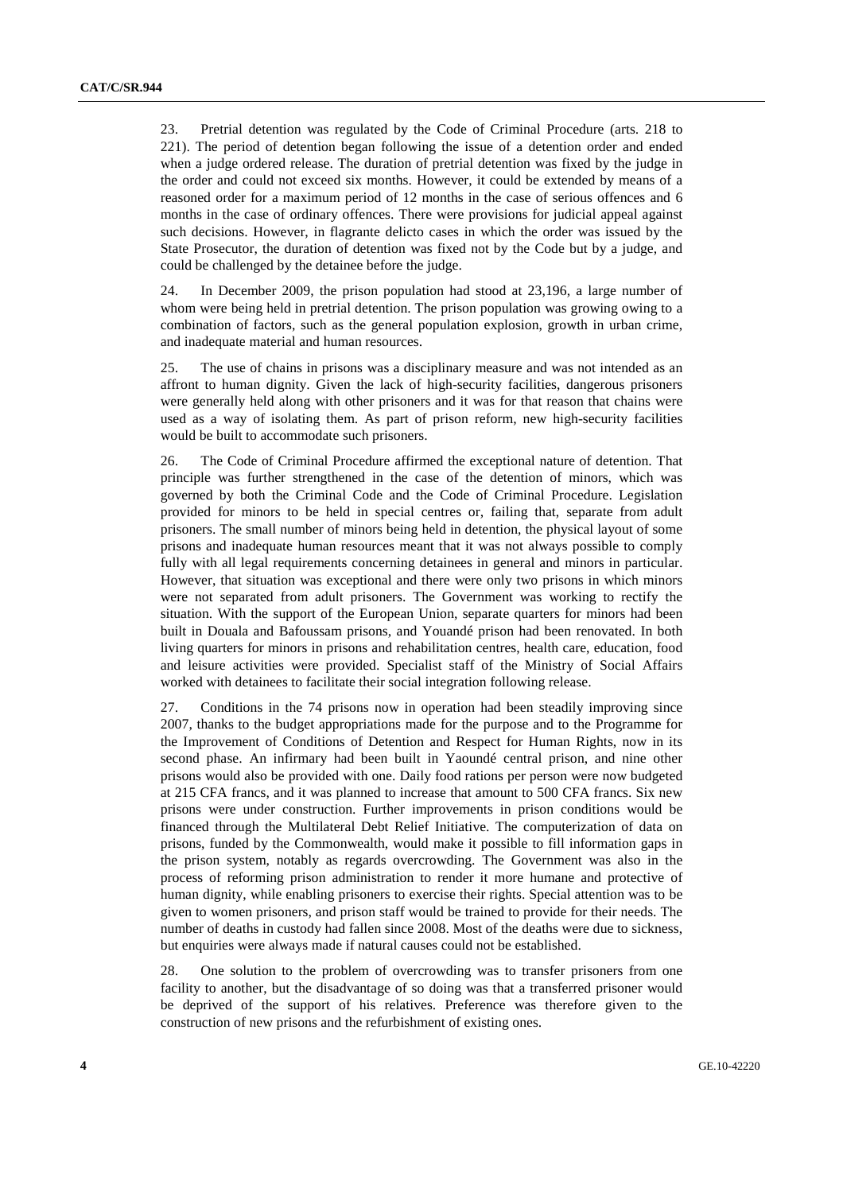23. Pretrial detention was regulated by the Code of Criminal Procedure (arts. 218 to 221). The period of detention began following the issue of a detention order and ended when a judge ordered release. The duration of pretrial detention was fixed by the judge in the order and could not exceed six months. However, it could be extended by means of a reasoned order for a maximum period of 12 months in the case of serious offences and 6 months in the case of ordinary offences. There were provisions for judicial appeal against such decisions. However, in flagrante delicto cases in which the order was issued by the State Prosecutor, the duration of detention was fixed not by the Code but by a judge, and could be challenged by the detainee before the judge.

24. In December 2009, the prison population had stood at 23,196, a large number of whom were being held in pretrial detention. The prison population was growing owing to a combination of factors, such as the general population explosion, growth in urban crime, and inadequate material and human resources.

25. The use of chains in prisons was a disciplinary measure and was not intended as an affront to human dignity. Given the lack of high-security facilities, dangerous prisoners were generally held along with other prisoners and it was for that reason that chains were used as a way of isolating them. As part of prison reform, new high-security facilities would be built to accommodate such prisoners.

26. The Code of Criminal Procedure affirmed the exceptional nature of detention. That principle was further strengthened in the case of the detention of minors, which was governed by both the Criminal Code and the Code of Criminal Procedure. Legislation provided for minors to be held in special centres or, failing that, separate from adult prisoners. The small number of minors being held in detention, the physical layout of some prisons and inadequate human resources meant that it was not always possible to comply fully with all legal requirements concerning detainees in general and minors in particular. However, that situation was exceptional and there were only two prisons in which minors were not separated from adult prisoners. The Government was working to rectify the situation. With the support of the European Union, separate quarters for minors had been built in Douala and Bafoussam prisons, and Youandé prison had been renovated. In both living quarters for minors in prisons and rehabilitation centres, health care, education, food and leisure activities were provided. Specialist staff of the Ministry of Social Affairs worked with detainees to facilitate their social integration following release.

27. Conditions in the 74 prisons now in operation had been steadily improving since 2007, thanks to the budget appropriations made for the purpose and to the Programme for the Improvement of Conditions of Detention and Respect for Human Rights, now in its second phase. An infirmary had been built in Yaoundé central prison, and nine other prisons would also be provided with one. Daily food rations per person were now budgeted at 215 CFA francs, and it was planned to increase that amount to 500 CFA francs. Six new prisons were under construction. Further improvements in prison conditions would be financed through the Multilateral Debt Relief Initiative. The computerization of data on prisons, funded by the Commonwealth, would make it possible to fill information gaps in the prison system, notably as regards overcrowding. The Government was also in the process of reforming prison administration to render it more humane and protective of human dignity, while enabling prisoners to exercise their rights. Special attention was to be given to women prisoners, and prison staff would be trained to provide for their needs. The number of deaths in custody had fallen since 2008. Most of the deaths were due to sickness, but enquiries were always made if natural causes could not be established.

28. One solution to the problem of overcrowding was to transfer prisoners from one facility to another, but the disadvantage of so doing was that a transferred prisoner would be deprived of the support of his relatives. Preference was therefore given to the construction of new prisons and the refurbishment of existing ones.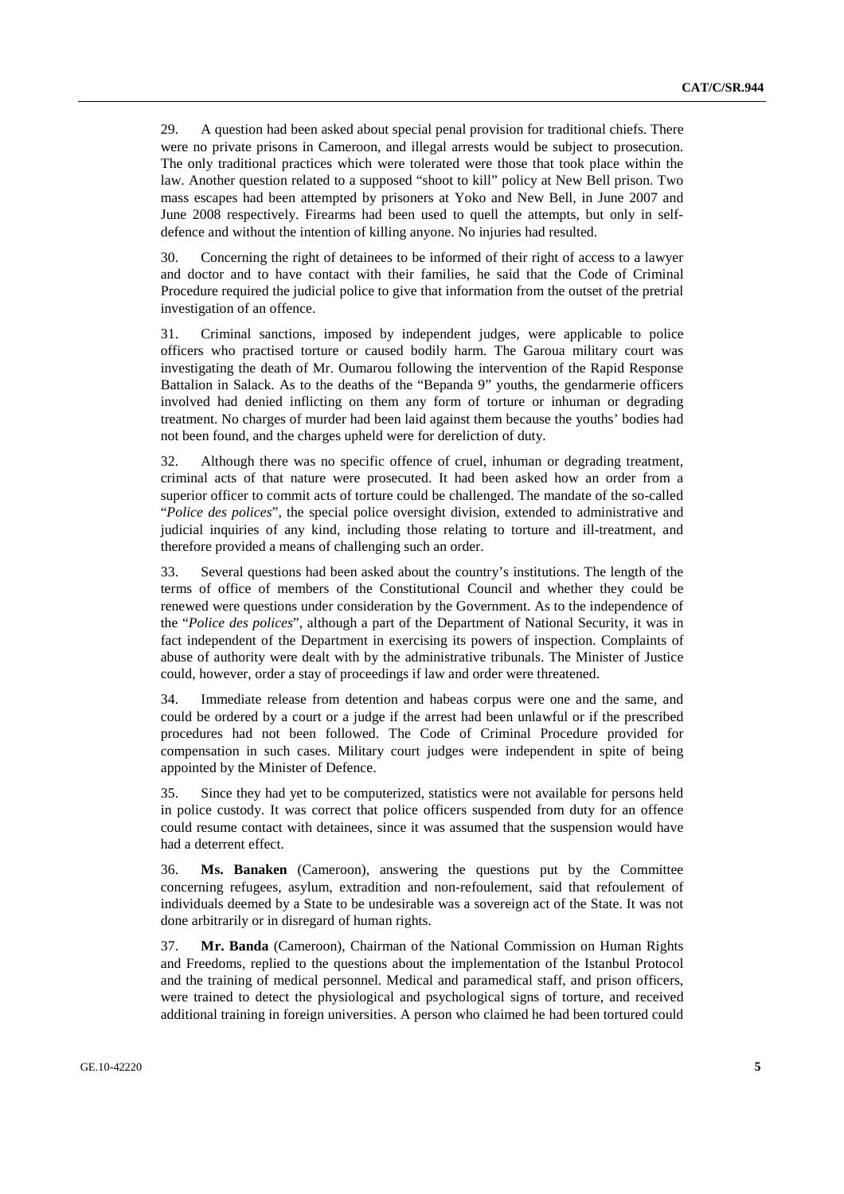29. A question had been asked about special penal provision for traditional chiefs. There were no private prisons in Cameroon, and illegal arrests would be subject to prosecution. The only traditional practices which were tolerated were those that took place within the law. Another question related to a supposed "shoot to kill" policy at New Bell prison. Two mass escapes had been attempted by prisoners at Yoko and New Bell, in June 2007 and June 2008 respectively. Firearms had been used to quell the attempts, but only in self-defence and without the intention of killing anyone. No injuries had resulted.

30. Concerning the right of detainees to be informed of their right of access to a lawyer and doctor and to have contact with their families, he said that the Code of Criminal Procedure required the judicial police to give that information from the outset of the pretrial investigation of an offence.

31. Criminal sanctions, imposed by independent judges, were applicable to police officers who practised torture or caused bodily harm. The Garoua military court was investigating the death of Mr. Oumarou following the intervention of the Rapid Response Battalion in Salack. As to the deaths of the "Bepanda 9" youths, the gendarmerie officers involved had denied inflicting on them any form of torture or inhuman or degrading treatment. No charges of murder had been laid against them because the youths' bodies had not been found, and the charges upheld were for dereliction of duty.

32. Although there was no specific offence of cruel, inhuman or degrading treatment, criminal acts of that nature were prosecuted. It had been asked how an order from a superior officer to commit acts of torture could be challenged. The mandate of the so-called "*Police des polices*", the special police oversight division, extended to administrative and judicial inquiries of any kind, including those relating to torture and ill-treatment, and therefore provided a means of challenging such an order.

33. Several questions had been asked about the country's institutions. The length of the terms of office of members of the Constitutional Council and whether they could be renewed were questions under consideration by the Government. As to the independence of the "*Police des polices*", although a part of the Department of National Security, it was in fact independent of the Department in exercising its powers of inspection. Complaints of abuse of authority were dealt with by the administrative tribunals. The Minister of Justice could, however, order a stay of proceedings if law and order were threatened.

34. Immediate release from detention and habeas corpus were one and the same, and could be ordered by a court or a judge if the arrest had been unlawful or if the prescribed procedures had not been followed. The Code of Criminal Procedure provided for compensation in such cases. Military court judges were independent in spite of being appointed by the Minister of Defence.

35. Since they had yet to be computerized, statistics were not available for persons held in police custody. It was correct that police officers suspended from duty for an offence could resume contact with detainees, since it was assumed that the suspension would have had a deterrent effect.

36. **Ms. Banaken** (Cameroon), answering the questions put by the Committee concerning refugees, asylum, extradition and non-refoulement, said that refoulement of individuals deemed by a State to be undesirable was a sovereign act of the State. It was not done arbitrarily or in disregard of human rights.

37. **Mr. Banda** (Cameroon), Chairman of the National Commission on Human Rights and Freedoms, replied to the questions about the implementation of the Istanbul Protocol and the training of medical personnel. Medical and paramedical staff, and prison officers, were trained to detect the physiological and psychological signs of torture, and received additional training in foreign universities. A person who claimed he had been tortured could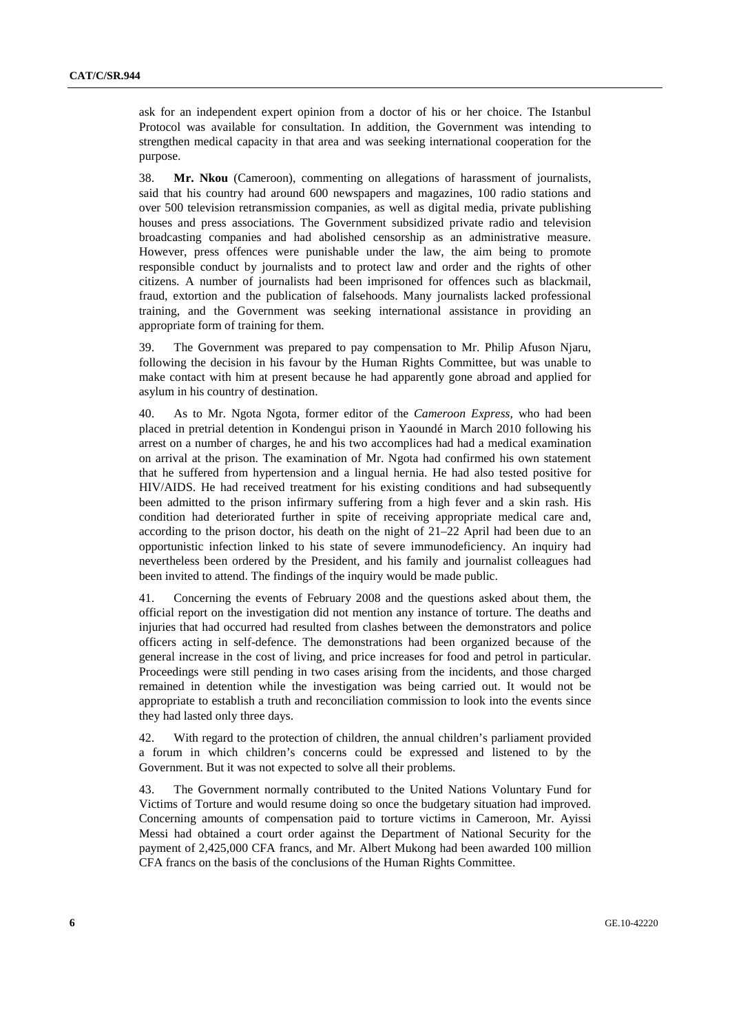ask for an independent expert opinion from a doctor of his or her choice. The Istanbul Protocol was available for consultation. In addition, the Government was intending to strengthen medical capacity in that area and was seeking international cooperation for the purpose.

38. **Mr. Nkou** (Cameroon), commenting on allegations of harassment of journalists, said that his country had around 600 newspapers and magazines, 100 radio stations and over 500 television retransmission companies, as well as digital media, private publishing houses and press associations. The Government subsidized private radio and television broadcasting companies and had abolished censorship as an administrative measure. However, press offences were punishable under the law, the aim being to promote responsible conduct by journalists and to protect law and order and the rights of other citizens. A number of journalists had been imprisoned for offences such as blackmail, fraud, extortion and the publication of falsehoods. Many journalists lacked professional training, and the Government was seeking international assistance in providing an appropriate form of training for them.

39. The Government was prepared to pay compensation to Mr. Philip Afuson Njaru, following the decision in his favour by the Human Rights Committee, but was unable to make contact with him at present because he had apparently gone abroad and applied for asylum in his country of destination.

40. As to Mr. Ngota Ngota, former editor of the *Cameroon Express,* who had been placed in pretrial detention in Kondengui prison in Yaoundé in March 2010 following his arrest on a number of charges, he and his two accomplices had had a medical examination on arrival at the prison. The examination of Mr. Ngota had confirmed his own statement that he suffered from hypertension and a lingual hernia. He had also tested positive for HIV/AIDS. He had received treatment for his existing conditions and had subsequently been admitted to the prison infirmary suffering from a high fever and a skin rash. His condition had deteriorated further in spite of receiving appropriate medical care and, according to the prison doctor, his death on the night of 21–22 April had been due to an opportunistic infection linked to his state of severe immunodeficiency. An inquiry had nevertheless been ordered by the President, and his family and journalist colleagues had been invited to attend. The findings of the inquiry would be made public.

41. Concerning the events of February 2008 and the questions asked about them, the official report on the investigation did not mention any instance of torture. The deaths and injuries that had occurred had resulted from clashes between the demonstrators and police officers acting in self-defence. The demonstrations had been organized because of the general increase in the cost of living, and price increases for food and petrol in particular. Proceedings were still pending in two cases arising from the incidents, and those charged remained in detention while the investigation was being carried out. It would not be appropriate to establish a truth and reconciliation commission to look into the events since they had lasted only three days.

42. With regard to the protection of children, the annual children's parliament provided a forum in which children's concerns could be expressed and listened to by the Government. But it was not expected to solve all their problems.

43. The Government normally contributed to the United Nations Voluntary Fund for Victims of Torture and would resume doing so once the budgetary situation had improved. Concerning amounts of compensation paid to torture victims in Cameroon, Mr. Ayissi Messi had obtained a court order against the Department of National Security for the payment of 2,425,000 CFA francs, and Mr. Albert Mukong had been awarded 100 million CFA francs on the basis of the conclusions of the Human Rights Committee.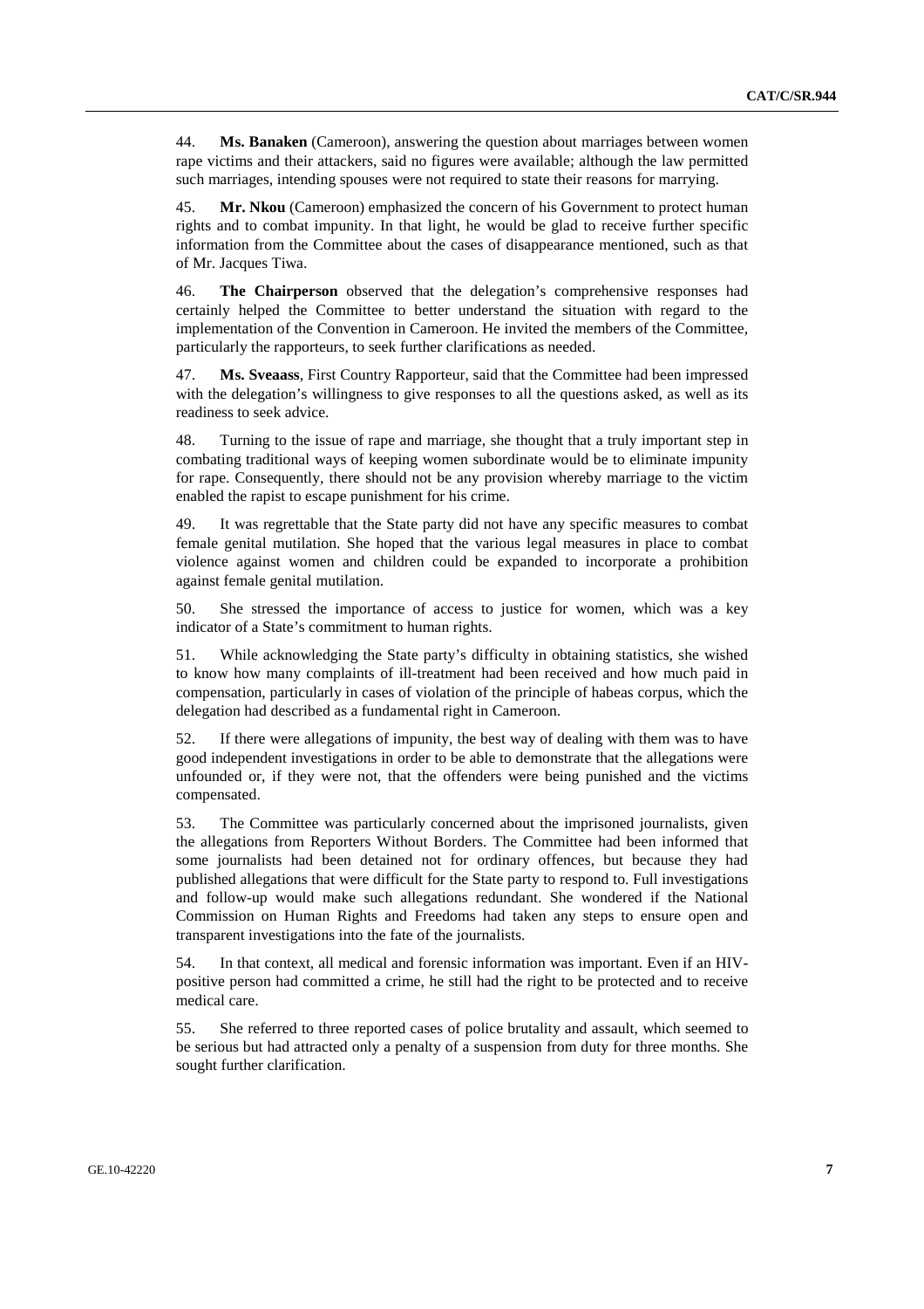44. **Ms. Banaken** (Cameroon), answering the question about marriages between women rape victims and their attackers, said no figures were available; although the law permitted such marriages, intending spouses were not required to state their reasons for marrying.

45. **Mr. Nkou** (Cameroon) emphasized the concern of his Government to protect human rights and to combat impunity. In that light, he would be glad to receive further specific information from the Committee about the cases of disappearance mentioned, such as that of Mr. Jacques Tiwa.

46. **The Chairperson** observed that the delegation's comprehensive responses had certainly helped the Committee to better understand the situation with regard to the implementation of the Convention in Cameroon. He invited the members of the Committee, particularly the rapporteurs, to seek further clarifications as needed.

47. **Ms. Sveaass**, First Country Rapporteur, said that the Committee had been impressed with the delegation's willingness to give responses to all the questions asked, as well as its readiness to seek advice.

48. Turning to the issue of rape and marriage, she thought that a truly important step in combating traditional ways of keeping women subordinate would be to eliminate impunity for rape. Consequently, there should not be any provision whereby marriage to the victim enabled the rapist to escape punishment for his crime.

49. It was regrettable that the State party did not have any specific measures to combat female genital mutilation. She hoped that the various legal measures in place to combat violence against women and children could be expanded to incorporate a prohibition against female genital mutilation.

50. She stressed the importance of access to justice for women, which was a key indicator of a State's commitment to human rights.

51. While acknowledging the State party's difficulty in obtaining statistics, she wished to know how many complaints of ill-treatment had been received and how much paid in compensation, particularly in cases of violation of the principle of habeas corpus, which the delegation had described as a fundamental right in Cameroon.

52. If there were allegations of impunity, the best way of dealing with them was to have good independent investigations in order to be able to demonstrate that the allegations were unfounded or, if they were not, that the offenders were being punished and the victims compensated.

53. The Committee was particularly concerned about the imprisoned journalists, given the allegations from Reporters Without Borders. The Committee had been informed that some journalists had been detained not for ordinary offences, but because they had published allegations that were difficult for the State party to respond to. Full investigations and follow-up would make such allegations redundant. She wondered if the National Commission on Human Rights and Freedoms had taken any steps to ensure open and transparent investigations into the fate of the journalists.

54. In that context, all medical and forensic information was important. Even if an HIV-positive person had committed a crime, he still had the right to be protected and to receive medical care.

55. She referred to three reported cases of police brutality and assault, which seemed to be serious but had attracted only a penalty of a suspension from duty for three months. She sought further clarification.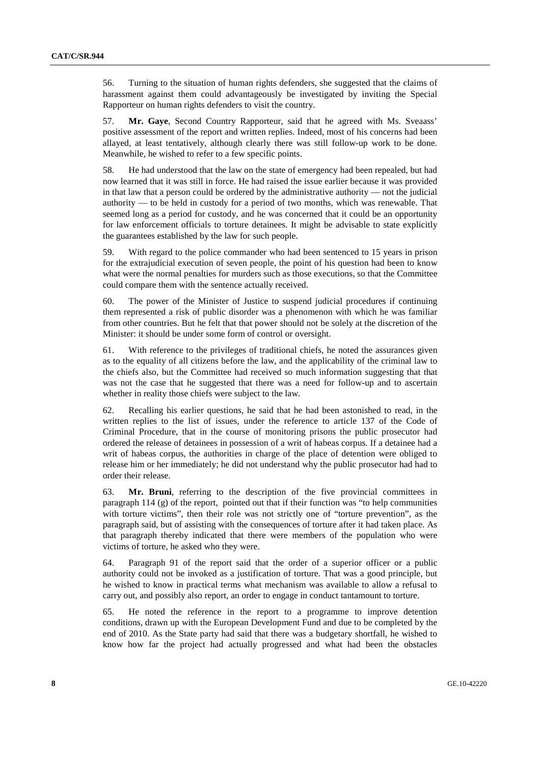56. Turning to the situation of human rights defenders, she suggested that the claims of harassment against them could advantageously be investigated by inviting the Special Rapporteur on human rights defenders to visit the country.

57. **Mr. Gaye**, Second Country Rapporteur, said that he agreed with Ms. Sveaass' positive assessment of the report and written replies. Indeed, most of his concerns had been allayed, at least tentatively, although clearly there was still follow-up work to be done. Meanwhile, he wished to refer to a few specific points.

58. He had understood that the law on the state of emergency had been repealed, but had now learned that it was still in force. He had raised the issue earlier because it was provided in that law that a person could be ordered by the administrative authority — not the judicial authority — to be held in custody for a period of two months, which was renewable. That seemed long as a period for custody, and he was concerned that it could be an opportunity for law enforcement officials to torture detainees. It might be advisable to state explicitly the guarantees established by the law for such people.

59. With regard to the police commander who had been sentenced to 15 years in prison for the extrajudicial execution of seven people, the point of his question had been to know what were the normal penalties for murders such as those executions, so that the Committee could compare them with the sentence actually received.

60. The power of the Minister of Justice to suspend judicial procedures if continuing them represented a risk of public disorder was a phenomenon with which he was familiar from other countries. But he felt that that power should not be solely at the discretion of the Minister: it should be under some form of control or oversight.

61. With reference to the privileges of traditional chiefs, he noted the assurances given as to the equality of all citizens before the law, and the applicability of the criminal law to the chiefs also, but the Committee had received so much information suggesting that that was not the case that he suggested that there was a need for follow-up and to ascertain whether in reality those chiefs were subject to the law.

62. Recalling his earlier questions, he said that he had been astonished to read, in the written replies to the list of issues, under the reference to article 137 of the Code of Criminal Procedure, that in the course of monitoring prisons the public prosecutor had ordered the release of detainees in possession of a writ of habeas corpus. If a detainee had a writ of habeas corpus, the authorities in charge of the place of detention were obliged to release him or her immediately; he did not understand why the public prosecutor had had to order their release.

63. **Mr. Bruni**, referring to the description of the five provincial committees in paragraph 114 (g) of the report, pointed out that if their function was "to help communities with torture victims", then their role was not strictly one of "torture prevention", as the paragraph said, but of assisting with the consequences of torture after it had taken place. As that paragraph thereby indicated that there were members of the population who were victims of torture, he asked who they were.

64. Paragraph 91 of the report said that the order of a superior officer or a public authority could not be invoked as a justification of torture. That was a good principle, but he wished to know in practical terms what mechanism was available to allow a refusal to carry out, and possibly also report, an order to engage in conduct tantamount to torture.

65. He noted the reference in the report to a programme to improve detention conditions, drawn up with the European Development Fund and due to be completed by the end of 2010. As the State party had said that there was a budgetary shortfall, he wished to know how far the project had actually progressed and what had been the obstacles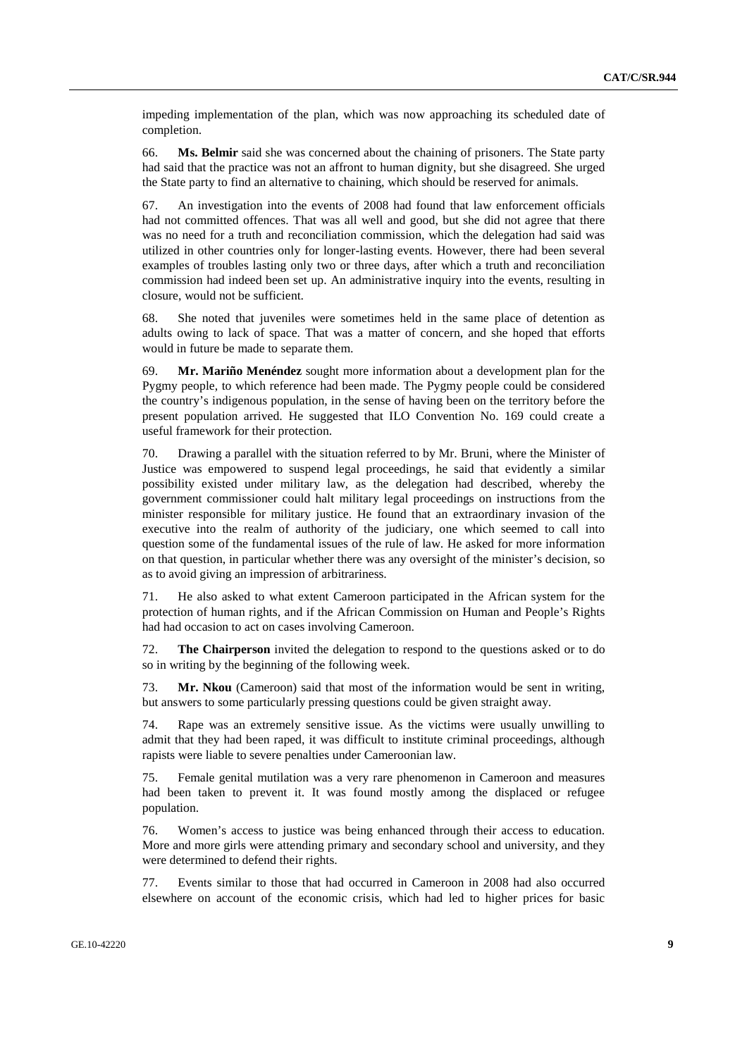impeding implementation of the plan, which was now approaching its scheduled date of completion.

66. **Ms. Belmir** said she was concerned about the chaining of prisoners. The State party had said that the practice was not an affront to human dignity, but she disagreed. She urged the State party to find an alternative to chaining, which should be reserved for animals.

67. An investigation into the events of 2008 had found that law enforcement officials had not committed offences. That was all well and good, but she did not agree that there was no need for a truth and reconciliation commission, which the delegation had said was utilized in other countries only for longer-lasting events. However, there had been several examples of troubles lasting only two or three days, after which a truth and reconciliation commission had indeed been set up. An administrative inquiry into the events, resulting in closure, would not be sufficient.

68. She noted that juveniles were sometimes held in the same place of detention as adults owing to lack of space. That was a matter of concern, and she hoped that efforts would in future be made to separate them.

69. **Mr. Mariño Menéndez** sought more information about a development plan for the Pygmy people, to which reference had been made. The Pygmy people could be considered the country's indigenous population, in the sense of having been on the territory before the present population arrived. He suggested that ILO Convention No. 169 could create a useful framework for their protection.

70. Drawing a parallel with the situation referred to by Mr. Bruni, where the Minister of Justice was empowered to suspend legal proceedings, he said that evidently a similar possibility existed under military law, as the delegation had described, whereby the government commissioner could halt military legal proceedings on instructions from the minister responsible for military justice. He found that an extraordinary invasion of the executive into the realm of authority of the judiciary, one which seemed to call into question some of the fundamental issues of the rule of law. He asked for more information on that question, in particular whether there was any oversight of the minister's decision, so as to avoid giving an impression of arbitrariness.

71. He also asked to what extent Cameroon participated in the African system for the protection of human rights, and if the African Commission on Human and People's Rights had had occasion to act on cases involving Cameroon.

72. **The Chairperson** invited the delegation to respond to the questions asked or to do so in writing by the beginning of the following week.

73. **Mr. Nkou** (Cameroon) said that most of the information would be sent in writing, but answers to some particularly pressing questions could be given straight away.

74. Rape was an extremely sensitive issue. As the victims were usually unwilling to admit that they had been raped, it was difficult to institute criminal proceedings, although rapists were liable to severe penalties under Cameroonian law.

75. Female genital mutilation was a very rare phenomenon in Cameroon and measures had been taken to prevent it. It was found mostly among the displaced or refugee population.

76. Women's access to justice was being enhanced through their access to education. More and more girls were attending primary and secondary school and university, and they were determined to defend their rights.

77. Events similar to those that had occurred in Cameroon in 2008 had also occurred elsewhere on account of the economic crisis, which had led to higher prices for basic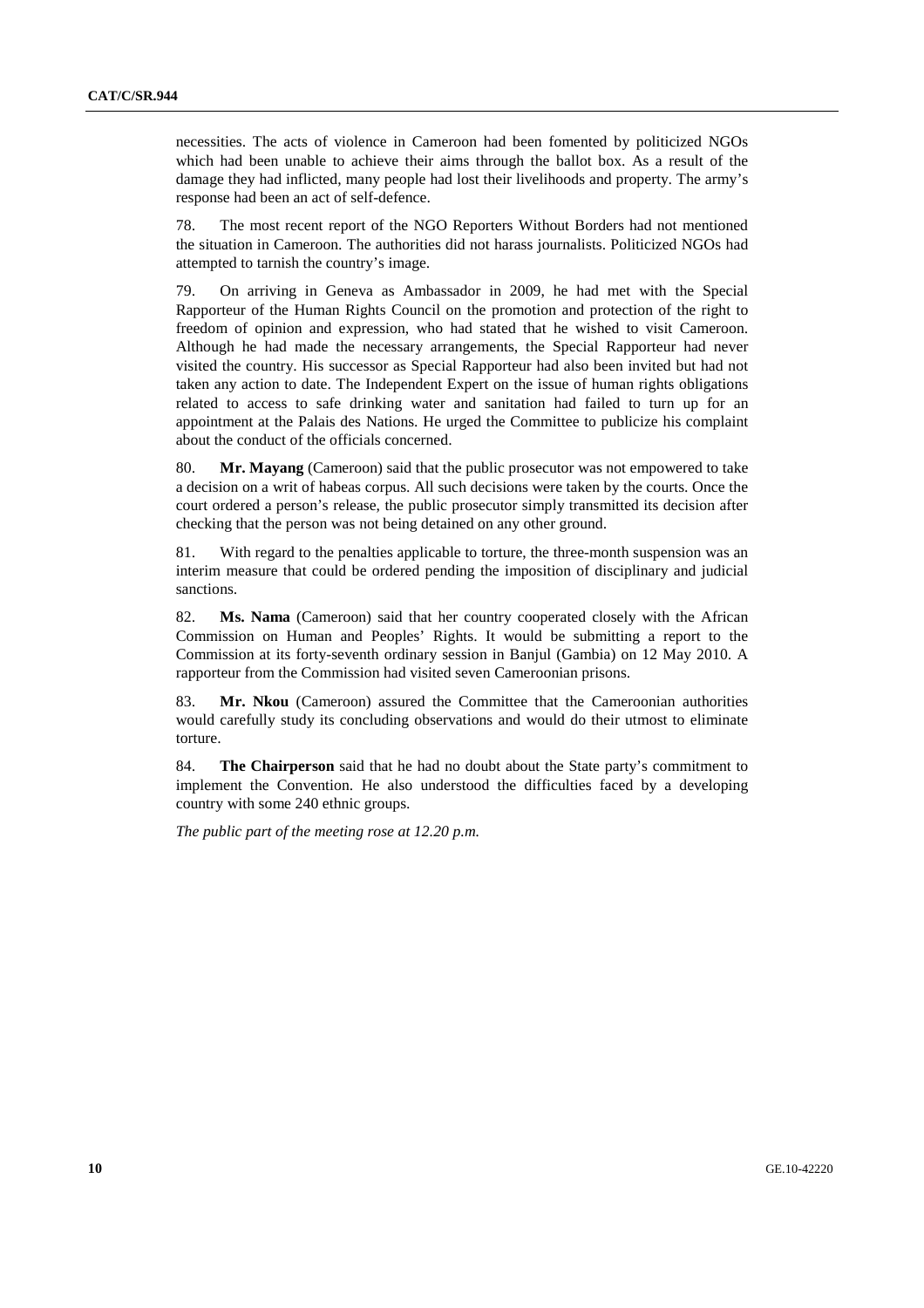necessities. The acts of violence in Cameroon had been fomented by politicized NGOs which had been unable to achieve their aims through the ballot box. As a result of the damage they had inflicted, many people had lost their livelihoods and property. The army's response had been an act of self-defence.

78. The most recent report of the NGO Reporters Without Borders had not mentioned the situation in Cameroon. The authorities did not harass journalists. Politicized NGOs had attempted to tarnish the country's image.

79. On arriving in Geneva as Ambassador in 2009, he had met with the Special Rapporteur of the Human Rights Council on the promotion and protection of the right to freedom of opinion and expression, who had stated that he wished to visit Cameroon. Although he had made the necessary arrangements, the Special Rapporteur had never visited the country. His successor as Special Rapporteur had also been invited but had not taken any action to date. The Independent Expert on the issue of human rights obligations related to access to safe drinking water and sanitation had failed to turn up for an appointment at the Palais des Nations. He urged the Committee to publicize his complaint about the conduct of the officials concerned.

80. **Mr. Mayang** (Cameroon) said that the public prosecutor was not empowered to take a decision on a writ of habeas corpus. All such decisions were taken by the courts. Once the court ordered a person's release, the public prosecutor simply transmitted its decision after checking that the person was not being detained on any other ground.

81. With regard to the penalties applicable to torture, the three-month suspension was an interim measure that could be ordered pending the imposition of disciplinary and judicial sanctions.

82. **Ms. Nama** (Cameroon) said that her country cooperated closely with the African Commission on Human and Peoples' Rights. It would be submitting a report to the Commission at its forty-seventh ordinary session in Banjul (Gambia) on 12 May 2010. A rapporteur from the Commission had visited seven Cameroonian prisons.

83. **Mr. Nkou** (Cameroon) assured the Committee that the Cameroonian authorities would carefully study its concluding observations and would do their utmost to eliminate torture.

84. **The Chairperson** said that he had no doubt about the State party's commitment to implement the Convention. He also understood the difficulties faced by a developing country with some 240 ethnic groups.

*The public part of the meeting rose at 12.20 p.m.*